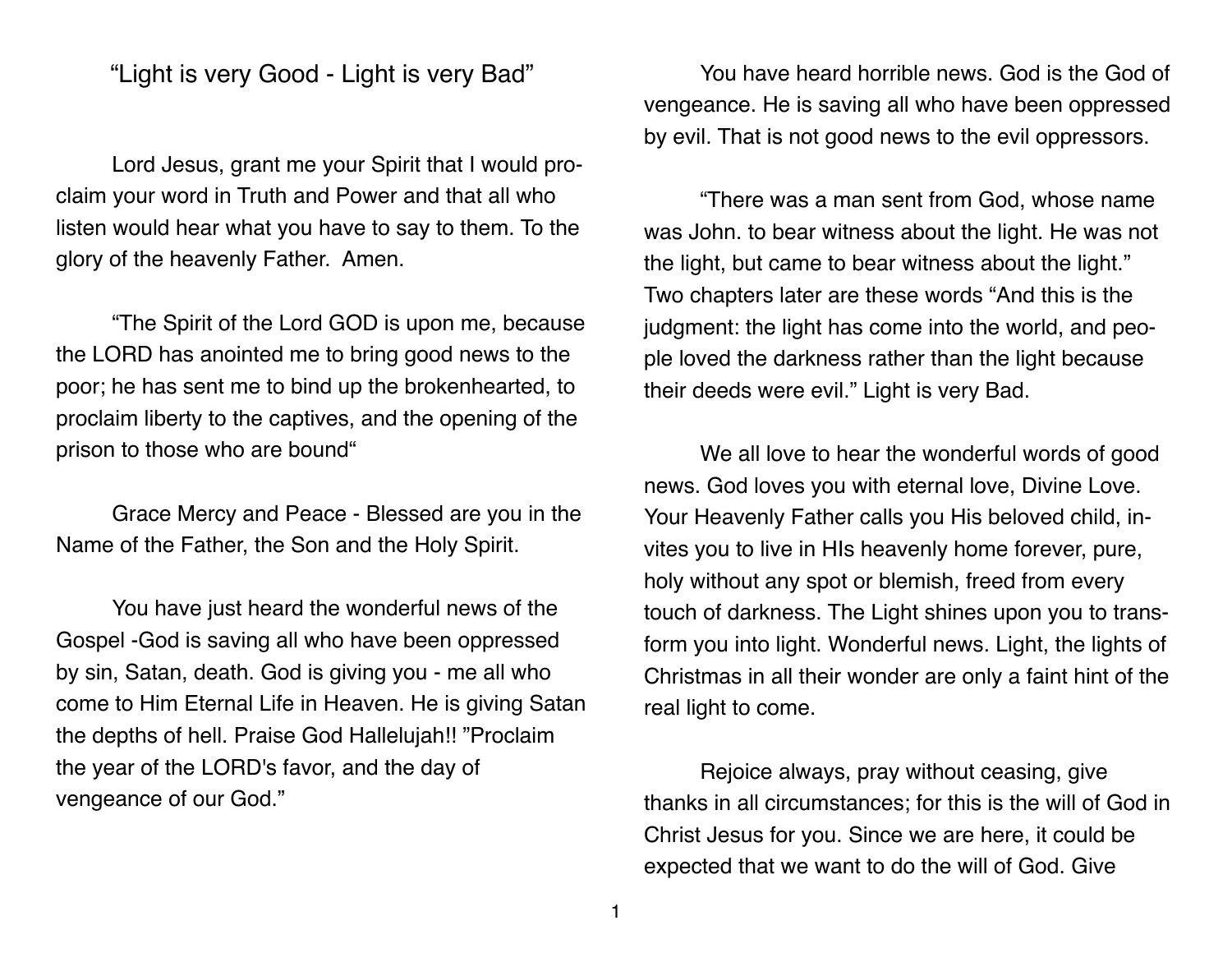# "Light is very Good - Light is very Bad"

Lord Jesus, grant me your Spirit that I would proclaim your word in Truth and Power and that all who listen would hear what you have to say to them. To the glory of the heavenly Father.  Amen.

"The Spirit of the Lord GOD is upon me, because the LORD has anointed me to bring good news to the poor; he has sent me to bind up the brokenhearted, to proclaim liberty to the captives, and the opening of the prison to those who are bound"

Grace Mercy and Peace - Blessed are you in the Name of the Father, the Son and the Holy Spirit.

You have just heard the wonderful news of the Gospel -God is saving all who have been oppressed by sin, Satan, death. God is giving you - me all who come to Him Eternal Life in Heaven. He is giving Satan the depths of hell. Praise God Hallelujah!! "Proclaim the year of the LORD's favor, and the day of vengeance of our God."

You have heard horrible news. God is the God of vengeance. He is saving all who have been oppressed by evil. That is not good news to the evil oppressors.

"There was a man sent from God, whose name was John. to bear witness about the light. He was not the light, but came to bear witness about the light." Two chapters later are these words "And this is the judgment: the light has come into the world, and people loved the darkness rather than the light because their deeds were evil." Light is very Bad.

We all love to hear the wonderful words of good news. God loves you with eternal love, Divine Love. Your Heavenly Father calls you His beloved child, invites you to live in HIs heavenly home forever, pure, holy without any spot or blemish, freed from every touch of darkness. The Light shines upon you to transform you into light. Wonderful news. Light, the lights of Christmas in all their wonder are only a faint hint of the real light to come.

Rejoice always, pray without ceasing, give thanks in all circumstances; for this is the will of God in Christ Jesus for you. Since we are here, it could be expected that we want to do the will of God. Give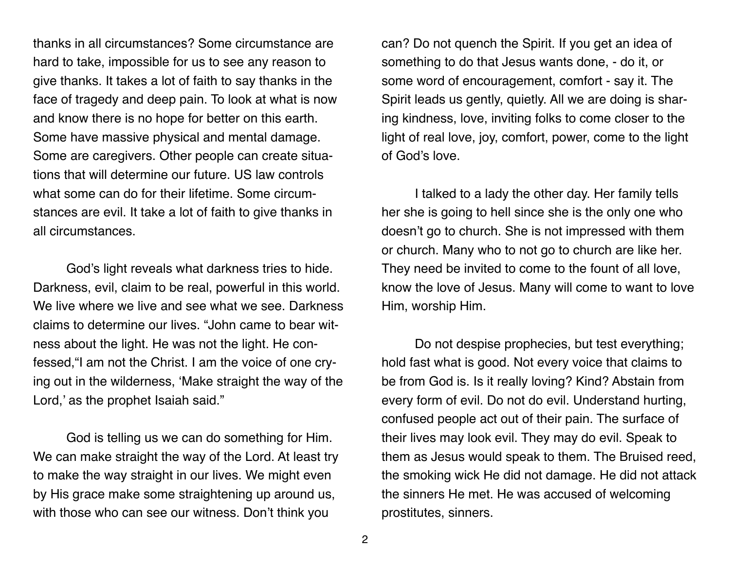thanks in all circumstances? Some circumstance are hard to take, impossible for us to see any reason to give thanks. It takes a lot of faith to say thanks in the face of tragedy and deep pain. To look at what is now and know there is no hope for better on this earth. Some have massive physical and mental damage. Some are caregivers. Other people can create situations that will determine our future. US law controls what some can do for their lifetime. Some circumstances are evil. It take a lot of faith to give thanks in all circumstances.

God's light reveals what darkness tries to hide. Darkness, evil, claim to be real, powerful in this world. We live where we live and see what we see. Darkness claims to determine our lives. "John came to bear witness about the light. He was not the light. He confessed,"I am not the Christ. I am the voice of one crying out in the wilderness, 'Make straight the way of the Lord,' as the prophet Isaiah said."

God is telling us we can do something for Him. We can make straight the way of the Lord. At least try to make the way straight in our lives. We might even by His grace make some straightening up around us, with those who can see our witness. Don't think you can? Do not quench the Spirit. If you get an idea of something to do that Jesus wants done, - do it, or some word of encouragement, comfort - say it. The Spirit leads us gently, quietly. All we are doing is sharing kindness, love, inviting folks to come closer to the light of real love, joy, comfort, power, come to the light of God's love.

I talked to a lady the other day. Her family tells her she is going to hell since she is the only one who doesn't go to church. She is not impressed with them or church. Many who to not go to church are like her. They need be invited to come to the fount of all love, know the love of Jesus. Many will come to want to love Him, worship Him.

Do not despise prophecies, but test everything; hold fast what is good. Not every voice that claims to be from God is. Is it really loving? Kind? Abstain from every form of evil. Do not do evil. Understand hurting, confused people act out of their pain. The surface of their lives may look evil. They may do evil. Speak to them as Jesus would speak to them. The Bruised reed, the smoking wick He did not damage. He did not attack the sinners He met. He was accused of welcoming prostitutes, sinners.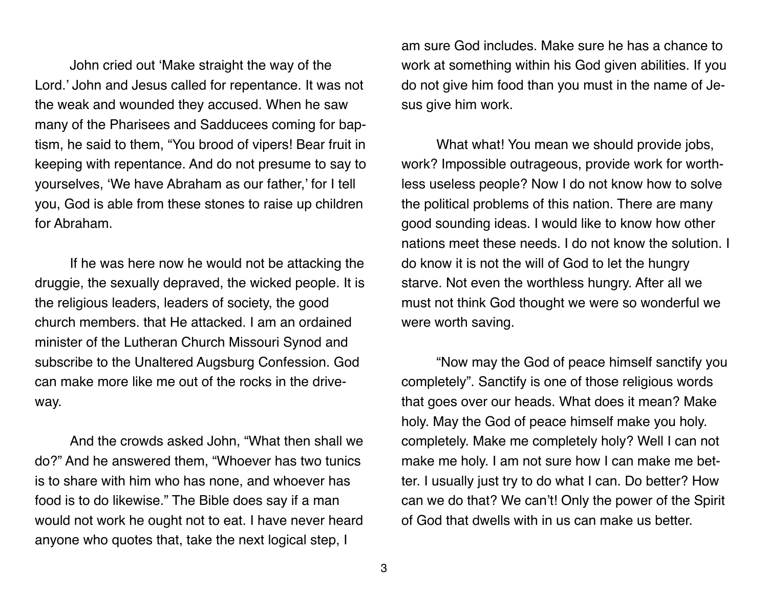John cried out 'Make straight the way of the Lord.' John and Jesus called for repentance. It was not the weak and wounded they accused. When he saw many of the Pharisees and Sadducees coming for baptism, he said to them, "You brood of vipers! Bear fruit in keeping with repentance. And do not presume to say to yourselves, 'We have Abraham as our father,' for I tell you, God is able from these stones to raise up children for Abraham.

If he was here now he would not be attacking the druggie, the sexually depraved, the wicked people. It is the religious leaders, leaders of society, the good church members. that He attacked. I am an ordained minister of the Lutheran Church Missouri Synod and subscribe to the Unaltered Augsburg Confession. God can make more like me out of the rocks in the driveway.

And the crowds asked John, "What then shall we do?" And he answered them, "Whoever has two tunics is to share with him who has none, and whoever has food is to do likewise." The Bible does say if a man would not work he ought not to eat. I have never heard anyone who quotes that, take the next logical step, I am sure God includes. Make sure he has a chance to work at something within his God given abilities. If you do not give him food than you must in the name of Jesus give him work.

What what! You mean we should provide jobs, work? Impossible outrageous, provide work for worthless useless people? Now I do not know how to solve the political problems of this nation. There are many good sounding ideas. I would like to know how other nations meet these needs. I do not know the solution. I do know it is not the will of God to let the hungry starve. Not even the worthless hungry. After all we must not think God thought we were so wonderful we were worth saving.

"Now may the God of peace himself sanctify you completely". Sanctify is one of those religious words that goes over our heads. What does it mean? Make holy. May the God of peace himself make you holy. completely. Make me completely holy? Well I can not make me holy. I am not sure how I can make me better. I usually just try to do what I can. Do better? How can we do that? We can't! Only the power of the Spirit of God that dwells with in us can make us better.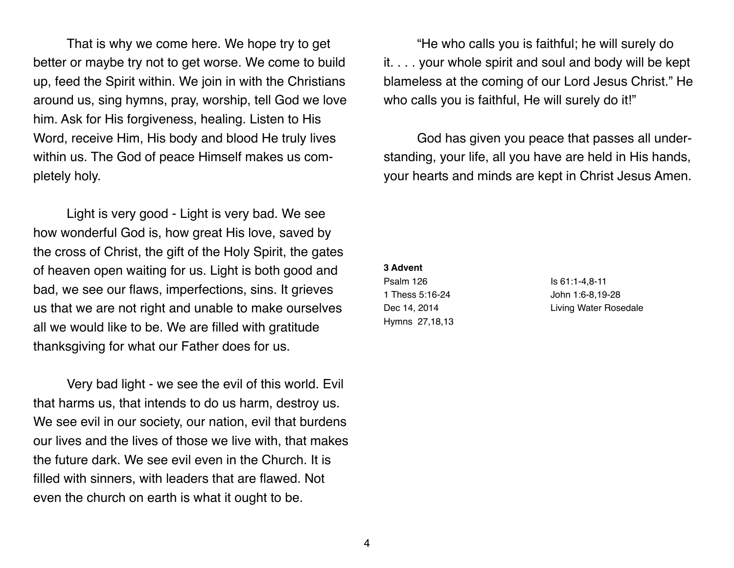That is why we come here. We hope try to get better or maybe try not to get worse. We come to build up, feed the Spirit within. We join in with the Christians around us, sing hymns, pray, worship, tell God we love him. Ask for His forgiveness, healing. Listen to His Word, receive Him, His body and blood He truly lives within us. The God of peace Himself makes us completely holy.

Light is very good - Light is very bad. We see how wonderful God is, how great His love, saved by the cross of Christ, the gift of the Holy Spirit, the gates of heaven open waiting for us. Light is both good and bad, we see our flaws, imperfections, sins. It grieves us that we are not right and unable to make ourselves all we would like to be. We are filled with gratitude thanksgiving for what our Father does for us.

Very bad light - we see the evil of this world. Evil that harms us, that intends to do us harm, destroy us. We see evil in our society, our nation, evil that burdens our lives and the lives of those we live with, that makes the future dark. We see evil even in the Church. It is filled with sinners, with leaders that are flawed. Not even the church on earth is what it ought to be.

"He who calls you is faithful; he will surely do it. . . . your whole spirit and soul and body will be kept blameless at the coming of our Lord Jesus Christ." He who calls you is faithful, He will surely do it!"

God has given you peace that passes all understanding, your life, all you have are held in His hands, your hearts and minds are kept in Christ Jesus Amen.

**3 Advent**

Psalm 126
1 Thess 5:16-24
Dec 14, 2014
Hymns 27,18,13

Is 61:1-4,8-11
John 1:6-8,19-28
Living Water Rosedale